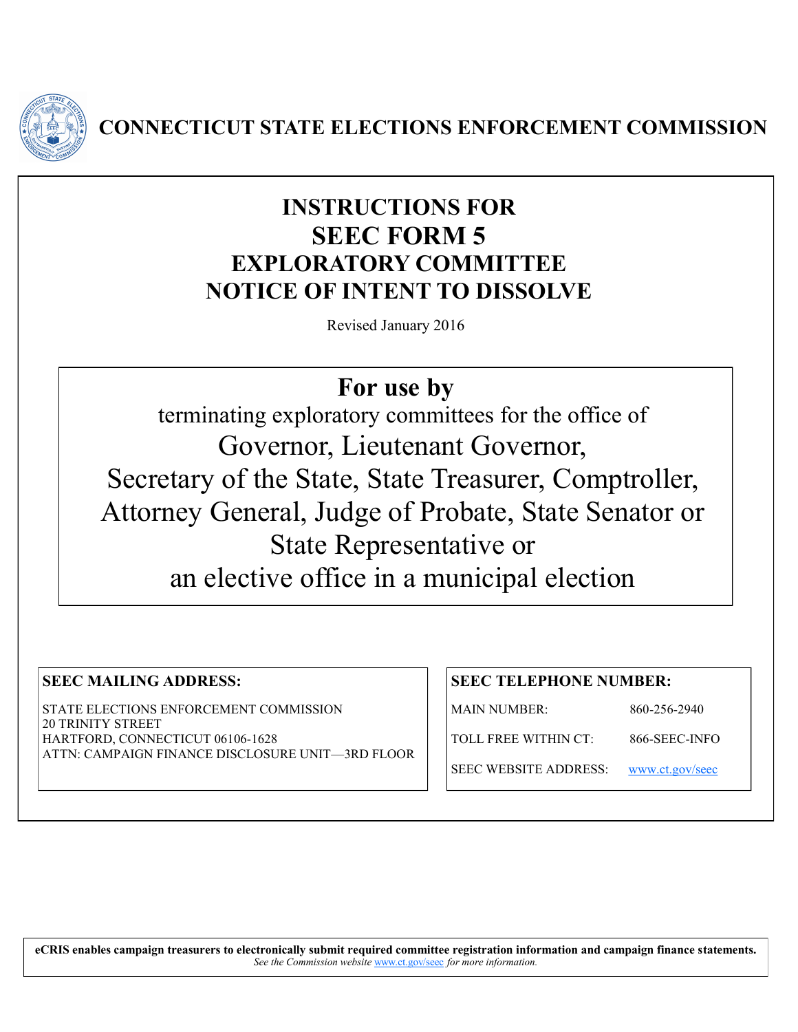**CONNECTICUT STATE ELECTIONS ENFORCEMENT COMMISSION**

# INSTRUCTIONS FOR SEEC FORM 5 EXPLORATORY COMMITTEE NOTICE OF INTENT TO DISSOLVE

Revised January 2016

## For use by

terminating exploratory committees for the office of

Governor, Lieutenant Governor, Secretary of the State, State Treasurer, Comptroller, Attorney General, Judge of Probate, State Senator or State Representative or an elective office in a municipal election

**SEEC MAILING ADDRESS:**

STATE ELECTIONS ENFORCEMENT COMMISSION
20 TRINITY STREET
HARTFORD, CONNECTICUT 06106-1628
ATTN: CAMPAIGN FINANCE DISCLOSURE UNIT—3RD FLOOR

**SEEC TELEPHONE NUMBER:**

| | |
|---|---|
| MAIN NUMBER: | 860-256-2940 |
| TOLL FREE WITHIN CT: | 866-SEEC-INFO |
| SEEC WEBSITE ADDRESS: | www.ct.gov/seec |

**eCRIS enables campaign treasurers to electronically submit required committee registration information and campaign finance statements.**
*See the Commission website www.ct.gov/seec for more information.*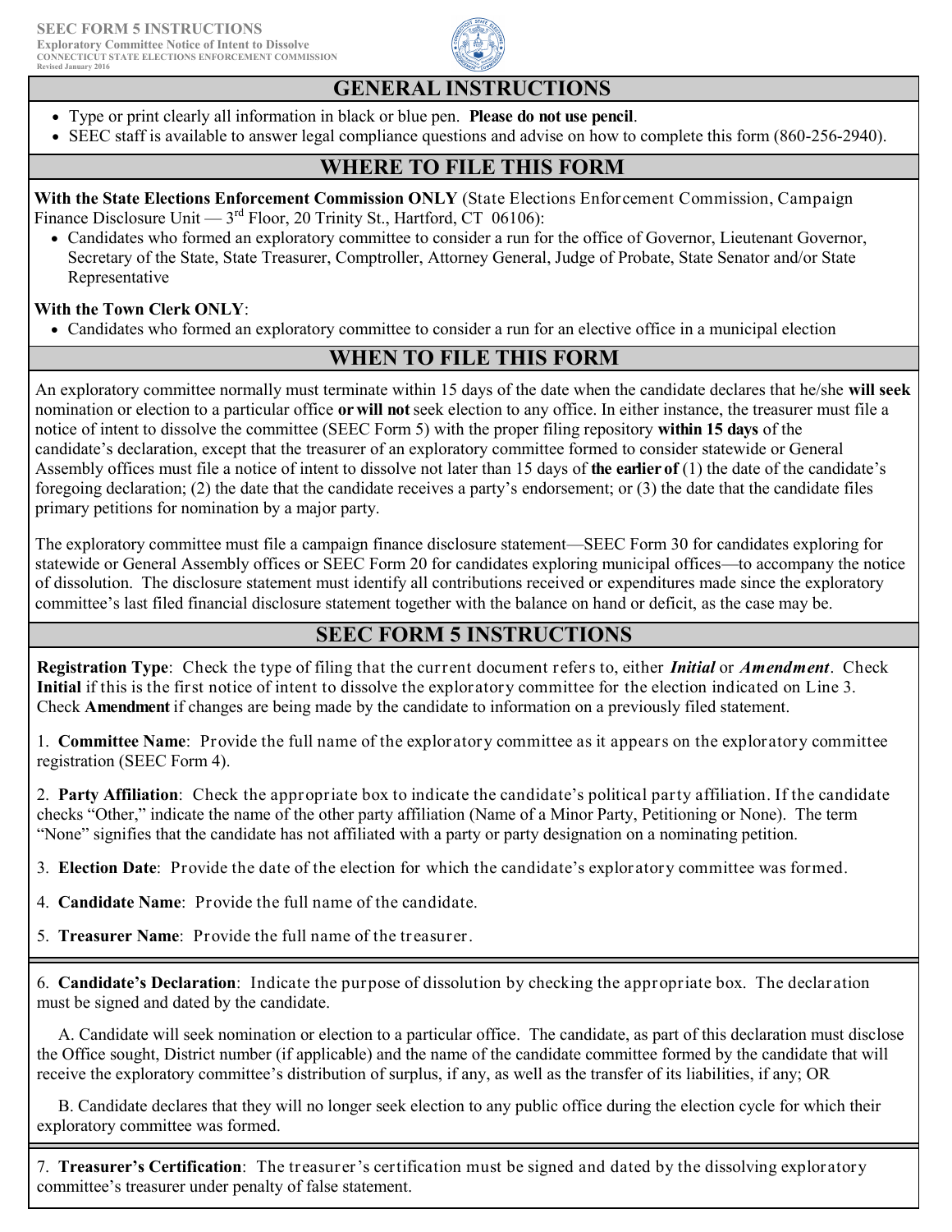**SEEC FORM 5 INSTRUCTIONS**
**Exploratory Committee Notice of Intent to Dissolve**
**CONNECTICUT STATE ELECTIONS ENFORCEMENT COMMISSION**
**Revised January 2016**

## GENERAL INSTRUCTIONS

- Type or print clearly all information in black or blue pen. **Please do not use pencil**.
- SEEC staff is available to answer legal compliance questions and advise on how to complete this form (860-256-2940).

## WHERE TO FILE THIS FORM

**With the State Elections Enforcement Commission ONLY** (State Elections Enforcement Commission, Campaign Finance Disclosure Unit — 3rd Floor, 20 Trinity St., Hartford, CT 06106):

- Candidates who formed an exploratory committee to consider a run for the office of Governor, Lieutenant Governor, Secretary of the State, State Treasurer, Comptroller, Attorney General, Judge of Probate, State Senator and/or State Representative

**With the Town Clerk ONLY**:

- Candidates who formed an exploratory committee to consider a run for an elective office in a municipal election

## WHEN TO FILE THIS FORM

An exploratory committee normally must terminate within 15 days of the date when the candidate declares that he/she **will seek** nomination or election to a particular office **or will not** seek election to any office. In either instance, the treasurer must file a notice of intent to dissolve the committee (SEEC Form 5) with the proper filing repository **within 15 days** of the candidate's declaration, except that the treasurer of an exploratory committee formed to consider statewide or General Assembly offices must file a notice of intent to dissolve not later than 15 days of **the earlier of** (1) the date of the candidate's foregoing declaration; (2) the date that the candidate receives a party's endorsement; or (3) the date that the candidate files primary petitions for nomination by a major party.

The exploratory committee must file a campaign finance disclosure statement—SEEC Form 30 for candidates exploring for statewide or General Assembly offices or SEEC Form 20 for candidates exploring municipal offices—to accompany the notice of dissolution. The disclosure statement must identify all contributions received or expenditures made since the exploratory committee's last filed financial disclosure statement together with the balance on hand or deficit, as the case may be.

## SEEC FORM 5 INSTRUCTIONS

**Registration Type**: Check the type of filing that the current document refers to, either ***Initial*** or ***Amendment***. Check **Initial** if this is the first notice of intent to dissolve the exploratory committee for the election indicated on Line 3. Check **Amendment** if changes are being made by the candidate to information on a previously filed statement.

1. **Committee Name**: Provide the full name of the exploratory committee as it appears on the exploratory committee registration (SEEC Form 4).

2. **Party Affiliation**: Check the appropriate box to indicate the candidate's political party affiliation. If the candidate checks "Other," indicate the name of the other party affiliation (Name of a Minor Party, Petitioning or None). The term "None" signifies that the candidate has not affiliated with a party or party designation on a nominating petition.

3. **Election Date**: Provide the date of the election for which the candidate's exploratory committee was formed.

4. **Candidate Name**: Provide the full name of the candidate.

5. **Treasurer Name**: Provide the full name of the treasurer.

6. **Candidate's Declaration**: Indicate the purpose of dissolution by checking the appropriate box. The declaration must be signed and dated by the candidate.

A. Candidate will seek nomination or election to a particular office. The candidate, as part of this declaration must disclose the Office sought, District number (if applicable) and the name of the candidate committee formed by the candidate that will receive the exploratory committee's distribution of surplus, if any, as well as the transfer of its liabilities, if any; OR

B. Candidate declares that they will no longer seek election to any public office during the election cycle for which their exploratory committee was formed.

7. **Treasurer's Certification**: The treasurer's certification must be signed and dated by the dissolving exploratory committee's treasurer under penalty of false statement.